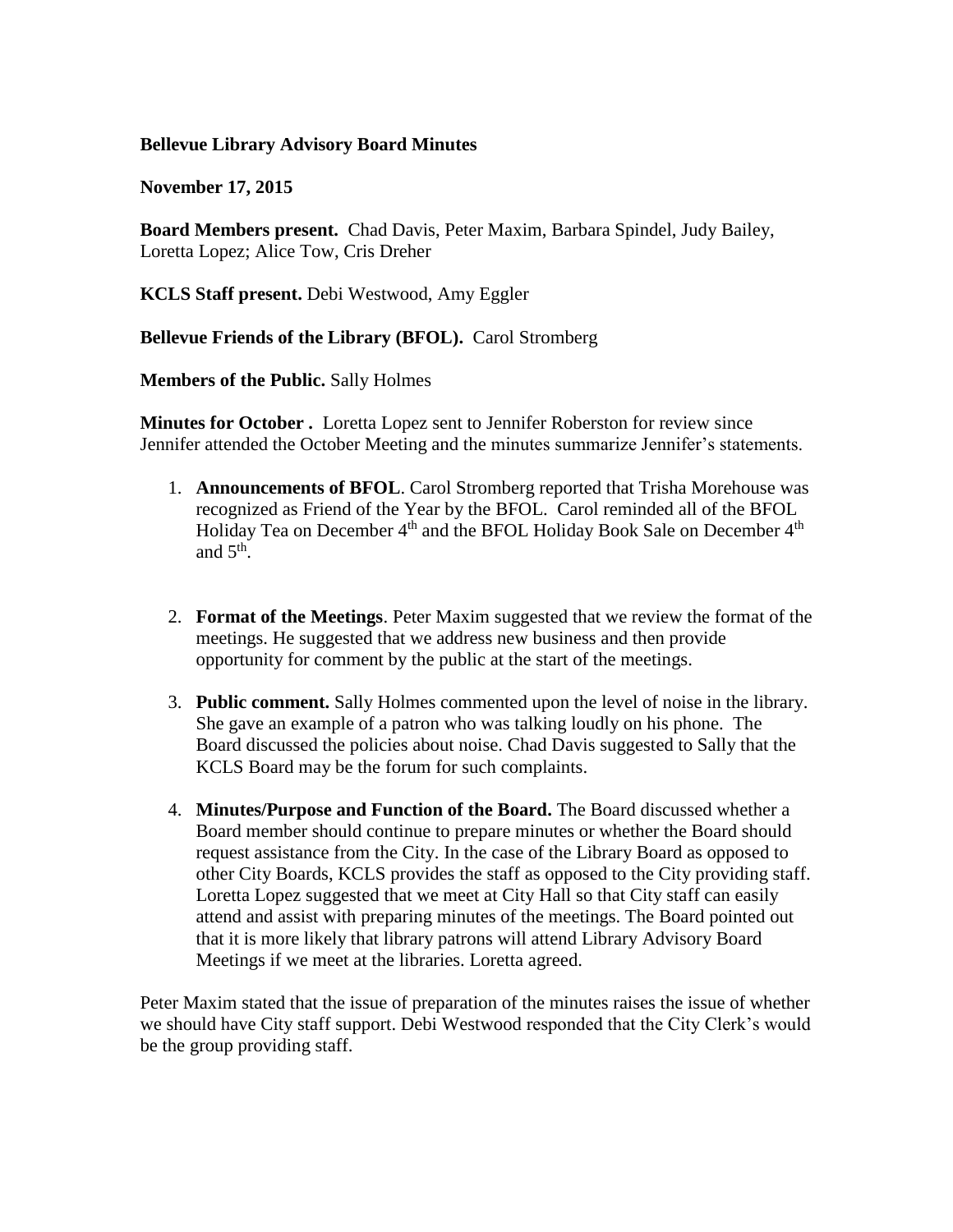**Bellevue Library Advisory Board Minutes**

**November 17, 2015**

**Board Members present.** Chad Davis, Peter Maxim, Barbara Spindel, Judy Bailey, Loretta Lopez; Alice Tow, Cris Dreher

**KCLS Staff present.** Debi Westwood, Amy Eggler

**Bellevue Friends of the Library (BFOL).** Carol Stromberg

**Members of the Public.** Sally Holmes

**Minutes for October .** Loretta Lopez sent to Jennifer Roberston for review since Jennifer attended the October Meeting and the minutes summarize Jennifer's statements.

1. **Announcements of BFOL**. Carol Stromberg reported that Trisha Morehouse was recognized as Friend of the Year by the BFOL. Carol reminded all of the BFOL Holiday Tea on December 4th and the BFOL Holiday Book Sale on December 4th and 5th.

2. **Format of the Meetings**. Peter Maxim suggested that we review the format of the meetings. He suggested that we address new business and then provide opportunity for comment by the public at the start of the meetings.

3. **Public comment.** Sally Holmes commented upon the level of noise in the library. She gave an example of a patron who was talking loudly on his phone. The Board discussed the policies about noise. Chad Davis suggested to Sally that the KCLS Board may be the forum for such complaints.

4. **Minutes/Purpose and Function of the Board.** The Board discussed whether a Board member should continue to prepare minutes or whether the Board should request assistance from the City. In the case of the Library Board as opposed to other City Boards, KCLS provides the staff as opposed to the City providing staff. Loretta Lopez suggested that we meet at City Hall so that City staff can easily attend and assist with preparing minutes of the meetings. The Board pointed out that it is more likely that library patrons will attend Library Advisory Board Meetings if we meet at the libraries. Loretta agreed.

Peter Maxim stated that the issue of preparation of the minutes raises the issue of whether we should have City staff support. Debi Westwood responded that the City Clerk's would be the group providing staff.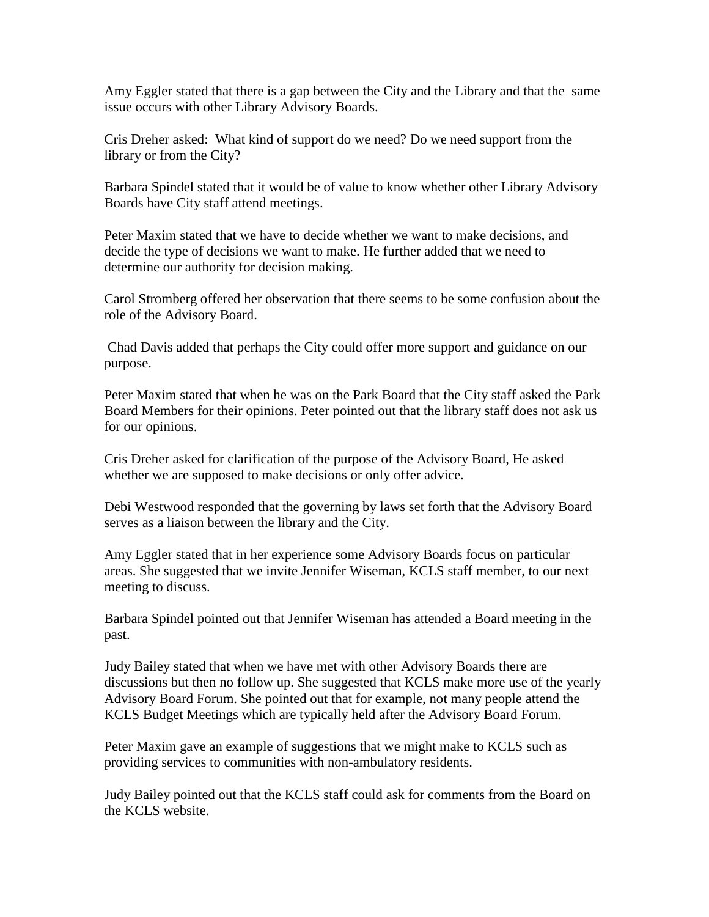Amy Eggler stated that there is a gap between the City and the Library and that the same issue occurs with other Library Advisory Boards.

Cris Dreher asked: What kind of support do we need? Do we need support from the library or from the City?

Barbara Spindel stated that it would be of value to know whether other Library Advisory Boards have City staff attend meetings.

Peter Maxim stated that we have to decide whether we want to make decisions, and decide the type of decisions we want to make. He further added that we need to determine our authority for decision making.

Carol Stromberg offered her observation that there seems to be some confusion about the role of the Advisory Board.

Chad Davis added that perhaps the City could offer more support and guidance on our purpose.

Peter Maxim stated that when he was on the Park Board that the City staff asked the Park Board Members for their opinions. Peter pointed out that the library staff does not ask us for our opinions.

Cris Dreher asked for clarification of the purpose of the Advisory Board, He asked whether we are supposed to make decisions or only offer advice.

Debi Westwood responded that the governing by laws set forth that the Advisory Board serves as a liaison between the library and the City.

Amy Eggler stated that in her experience some Advisory Boards focus on particular areas. She suggested that we invite Jennifer Wiseman, KCLS staff member, to our next meeting to discuss.

Barbara Spindel pointed out that Jennifer Wiseman has attended a Board meeting in the past.

Judy Bailey stated that when we have met with other Advisory Boards there are discussions but then no follow up. She suggested that KCLS make more use of the yearly Advisory Board Forum. She pointed out that for example, not many people attend the KCLS Budget Meetings which are typically held after the Advisory Board Forum.

Peter Maxim gave an example of suggestions that we might make to KCLS such as providing services to communities with non-ambulatory residents.

Judy Bailey pointed out that the KCLS staff could ask for comments from the Board on the KCLS website.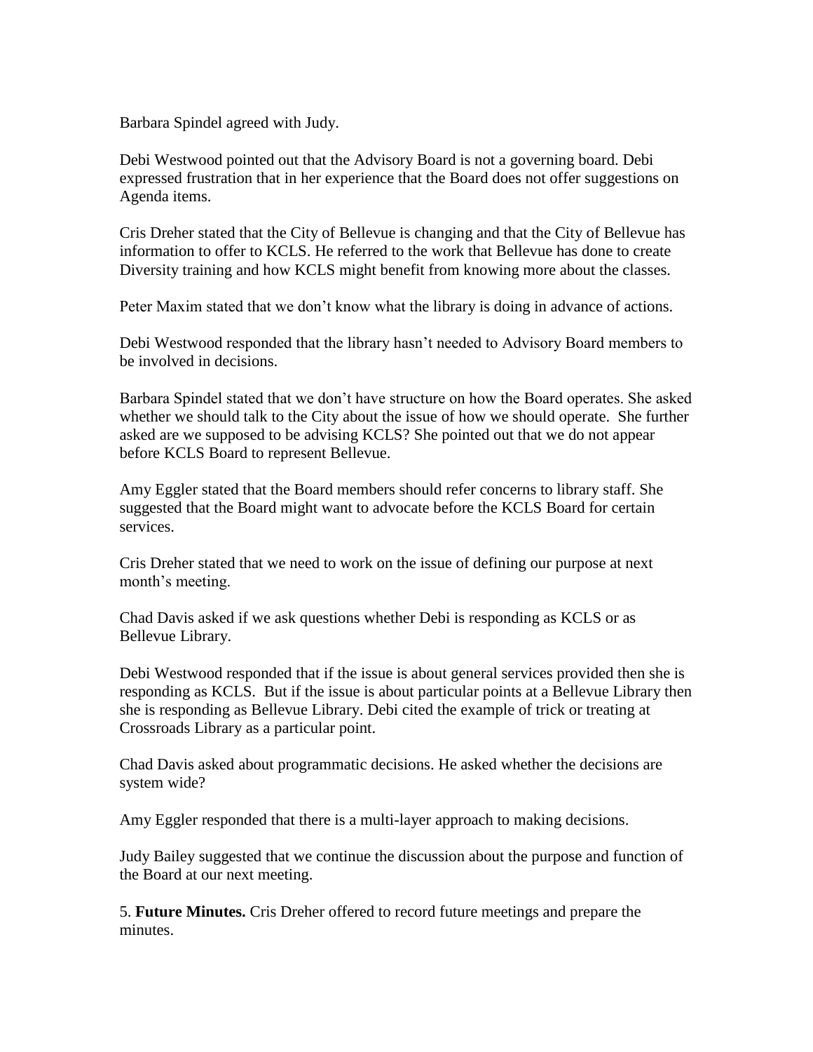Barbara Spindel agreed with Judy.

Debi Westwood pointed out that the Advisory Board is not a governing board. Debi expressed frustration that in her experience that the Board does not offer suggestions on Agenda items.

Cris Dreher stated that the City of Bellevue is changing and that the City of Bellevue has information to offer to KCLS. He referred to the work that Bellevue has done to create Diversity training and how KCLS might benefit from knowing more about the classes.

Peter Maxim stated that we don't know what the library is doing in advance of actions.

Debi Westwood responded that the library hasn't needed to Advisory Board members to be involved in decisions.

Barbara Spindel stated that we don't have structure on how the Board operates. She asked whether we should talk to the City about the issue of how we should operate. She further asked are we supposed to be advising KCLS? She pointed out that we do not appear before KCLS Board to represent Bellevue.

Amy Eggler stated that the Board members should refer concerns to library staff. She suggested that the Board might want to advocate before the KCLS Board for certain services.

Cris Dreher stated that we need to work on the issue of defining our purpose at next month's meeting.

Chad Davis asked if we ask questions whether Debi is responding as KCLS or as Bellevue Library.

Debi Westwood responded that if the issue is about general services provided then she is responding as KCLS. But if the issue is about particular points at a Bellevue Library then she is responding as Bellevue Library. Debi cited the example of trick or treating at Crossroads Library as a particular point.

Chad Davis asked about programmatic decisions. He asked whether the decisions are system wide?

Amy Eggler responded that there is a multi-layer approach to making decisions.

Judy Bailey suggested that we continue the discussion about the purpose and function of the Board at our next meeting.

5. **Future Minutes.** Cris Dreher offered to record future meetings and prepare the minutes.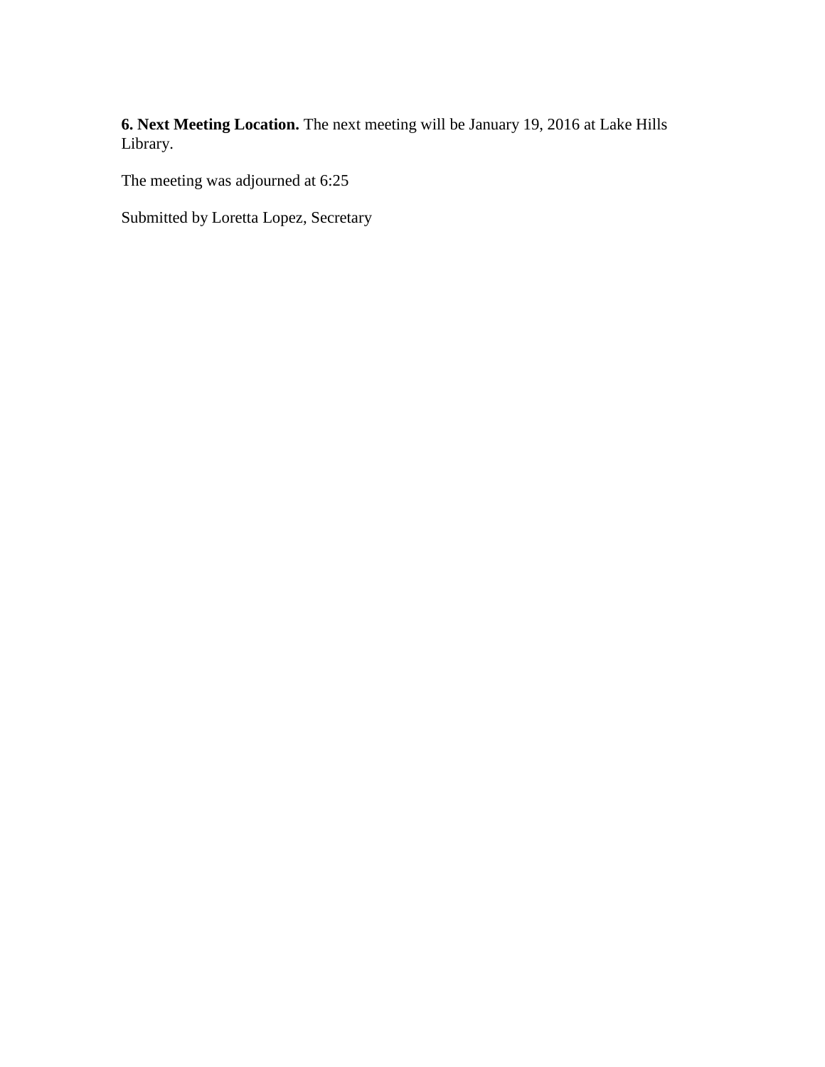**6. Next Meeting Location.** The next meeting will be January 19, 2016 at Lake Hills Library.

The meeting was adjourned at 6:25

Submitted by Loretta Lopez, Secretary